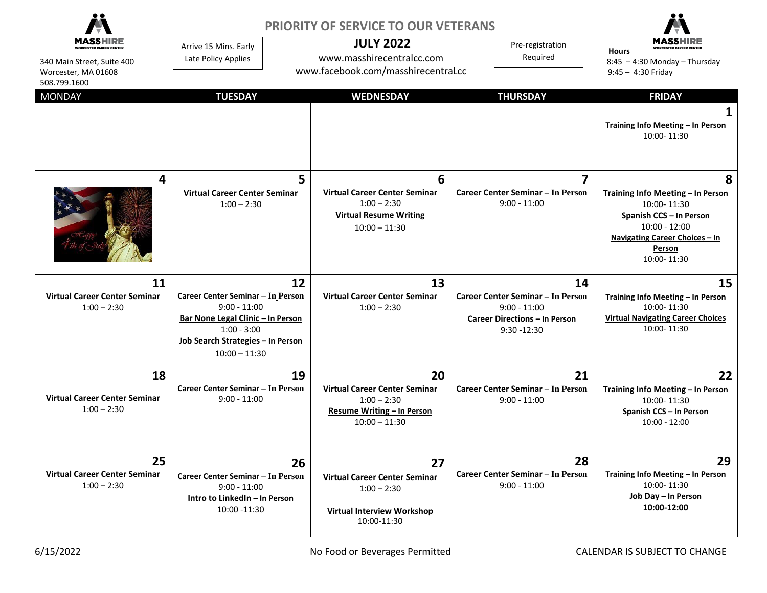MASSHIRE WORCESTER CAREER CENTER

340 Main Street, Suite 400
Worcester, MA 01608
508.799.1600

Arrive 15 Mins. Early
Late Policy Applies

## PRIORITY OF SERVICE TO OUR VETERANS

## JULY 2022

www.masshirecentralcc.com
www.facebook.com/masshirecentralcc

Pre-registration Required

**Hours**
8:45 – 4:30 Monday – Thursday
9:45 – 4:30 Friday

| MONDAY | TUESDAY | WEDNESDAY | THURSDAY | FRIDAY |
|---|---|---|---|---|
| | | | | **1**<br>**Training Info Meeting – In Person**<br>10:00- 11:30 |
| **4**<br>Happy 4th of July | **5**<br>**Virtual Career Center Seminar**<br>1:00 – 2:30 | **6**<br>**Virtual Career Center Seminar**<br>1:00 – 2:30<br>**Virtual Resume Writing**<br>10:00 – 11:30 | **7**<br>**Career Center Seminar – In Person**<br>9:00 - 11:00 | **8**<br>**Training Info Meeting – In Person**<br>10:00- 11:30<br>**Spanish CCS – In Person**<br>10:00 - 12:00<br>**Navigating Career Choices – In Person**<br>10:00- 11:30 |
| **11**<br>**Virtual Career Center Seminar**<br>1:00 – 2:30 | **12**<br>**Career Center Seminar – In Person**<br>9:00 - 11:00<br>**Bar None Legal Clinic – In Person**<br>1:00 - 3:00<br>**Job Search Strategies – In Person**<br>10:00 – 11:30 | **13**<br>**Virtual Career Center Seminar**<br>1:00 – 2:30 | **14**<br>**Career Center Seminar – In Person**<br>9:00 - 11:00<br>**Career Directions – In Person**<br>9:30 -12:30 | **15**<br>**Training Info Meeting – In Person**<br>10:00- 11:30<br>**Virtual Navigating Career Choices**<br>10:00- 11:30 |
| **18**<br>**Virtual Career Center Seminar**<br>1:00 – 2:30 | **19**<br>**Career Center Seminar – In Person**<br>9:00 - 11:00 | **20**<br>**Virtual Career Center Seminar**<br>1:00 – 2:30<br>**Resume Writing – In Person**<br>10:00 – 11:30 | **21**<br>**Career Center Seminar – In Person**<br>9:00 - 11:00 | **22**<br>**Training Info Meeting – In Person**<br>10:00- 11:30<br>**Spanish CCS – In Person**<br>10:00 - 12:00 |
| **25**<br>**Virtual Career Center Seminar**<br>1:00 – 2:30 | **26**<br>**Career Center Seminar – In Person**<br>9:00 - 11:00<br>**Intro to LinkedIn – In Person**<br>10:00 -11:30 | **27**<br>**Virtual Career Center Seminar**<br>1:00 – 2:30<br>**Virtual Interview Workshop**<br>10:00-11:30 | **28**<br>**Career Center Seminar – In Person**<br>9:00 - 11:00 | **29**<br>**Training Info Meeting – In Person**<br>10:00- 11:30<br>**Job Day – In Person**<br>**10:00-12:00** |

6/15/2022

No Food or Beverages Permitted

CALENDAR IS SUBJECT TO CHANGE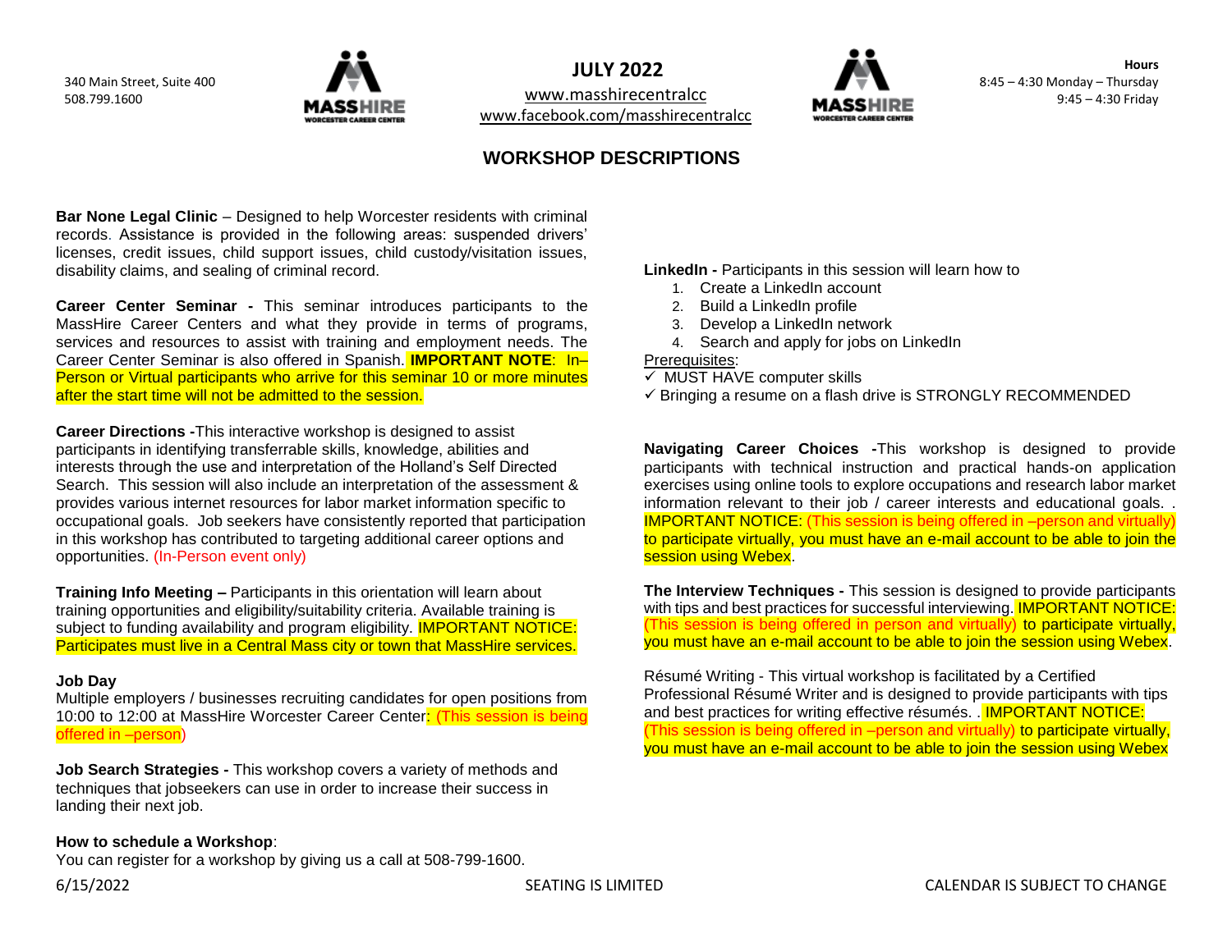340 Main Street, Suite 400
508.799.1600

**JULY 2022**

www.masshirecentralcc
www.facebook.com/masshirecentralcc

**Hours**
8:45 – 4:30 Monday – Thursday
9:45 – 4:30 Friday

## WORKSHOP DESCRIPTIONS

**Bar None Legal Clinic** – Designed to help Worcester residents with criminal records. Assistance is provided in the following areas: suspended drivers' licenses, credit issues, child support issues, child custody/visitation issues, disability claims, and sealing of criminal record.

**Career Center Seminar -** This seminar introduces participants to the MassHire Career Centers and what they provide in terms of programs, services and resources to assist with training and employment needs. The Career Center Seminar is also offered in Spanish. **IMPORTANT NOTE**: In–Person or Virtual participants who arrive for this seminar 10 or more minutes after the start time will not be admitted to the session.

**Career Directions -**This interactive workshop is designed to assist participants in identifying transferrable skills, knowledge, abilities and interests through the use and interpretation of the Holland's Self Directed Search. This session will also include an interpretation of the assessment & provides various internet resources for labor market information specific to occupational goals. Job seekers have consistently reported that participation in this workshop has contributed to targeting additional career options and opportunities. (In-Person event only)

**Training Info Meeting –** Participants in this orientation will learn about training opportunities and eligibility/suitability criteria. Available training is subject to funding availability and program eligibility. IMPORTANT NOTICE: Participates must live in a Central Mass city or town that MassHire services.

**Job Day**
Multiple employers / businesses recruiting candidates for open positions from 10:00 to 12:00 at MassHire Worcester Career Center: (This session is being offered in –person)

**Job Search Strategies -** This workshop covers a variety of methods and techniques that jobseekers can use in order to increase their success in landing their next job.

**How to schedule a Workshop**:
You can register for a workshop by giving us a call at 508-799-1600.

**LinkedIn -** Participants in this session will learn how to

1. Create a LinkedIn account
2. Build a LinkedIn profile
3. Develop a LinkedIn network
4. Search and apply for jobs on LinkedIn

Prerequisites:

- ✓ MUST HAVE computer skills
- ✓ Bringing a resume on a flash drive is STRONGLY RECOMMENDED

**Navigating Career Choices -**This workshop is designed to provide participants with technical instruction and practical hands-on application exercises using online tools to explore occupations and research labor market information relevant to their job / career interests and educational goals. . IMPORTANT NOTICE: (This session is being offered in –person and virtually) to participate virtually, you must have an e-mail account to be able to join the session using Webex.

**The Interview Techniques -** This session is designed to provide participants with tips and best practices for successful interviewing. IMPORTANT NOTICE: (This session is being offered in person and virtually) to participate virtually, you must have an e-mail account to be able to join the session using Webex.

Résumé Writing - This virtual workshop is facilitated by a Certified Professional Résumé Writer and is designed to provide participants with tips and best practices for writing effective résumés. . IMPORTANT NOTICE: (This session is being offered in –person and virtually) to participate virtually, you must have an e-mail account to be able to join the session using Webex

6/15/2022 SEATING IS LIMITED CALENDAR IS SUBJECT TO CHANGE